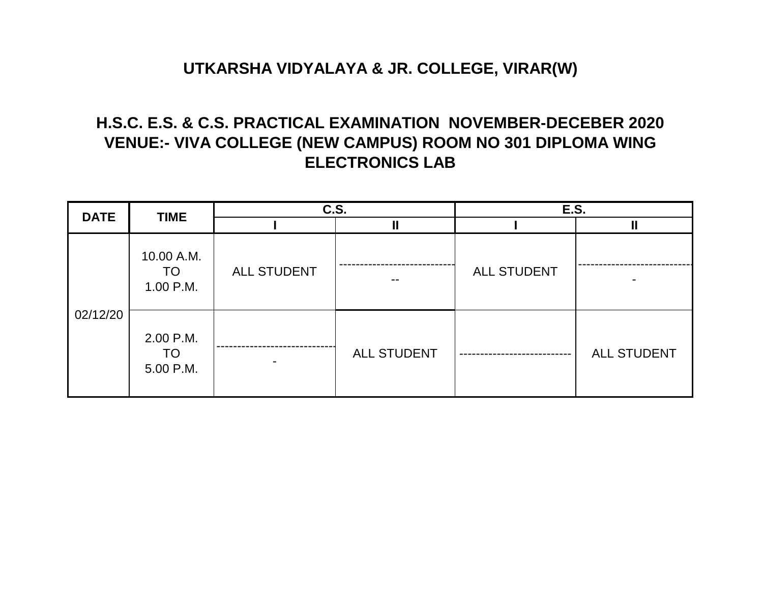## UTKARSHA VIDYALAYA & JR. COLLEGE, VIRAR(W)

## H.S.C. E.S. & C.S. PRACTICAL EXAMINATION NOVEMBER-DECEBER 2020
## VENUE:- VIVA COLLEGE (NEW CAMPUS) ROOM NO 301 DIPLOMA WING ELECTRONICS LAB

| DATE | TIME | C.S. | | E.S. | |
|---|---|---|---|---|---|
| | | I | II | I | II |
| 02/12/20 | 10.00 A.M. TO 1.00 P.M. | ALL STUDENT | ---------------------------- -- | ALL STUDENT | ---------------------------- - |
| | 2.00 P.M. TO 5.00 P.M. | ---------------------------- - | ALL STUDENT | --------------------------- | ALL STUDENT |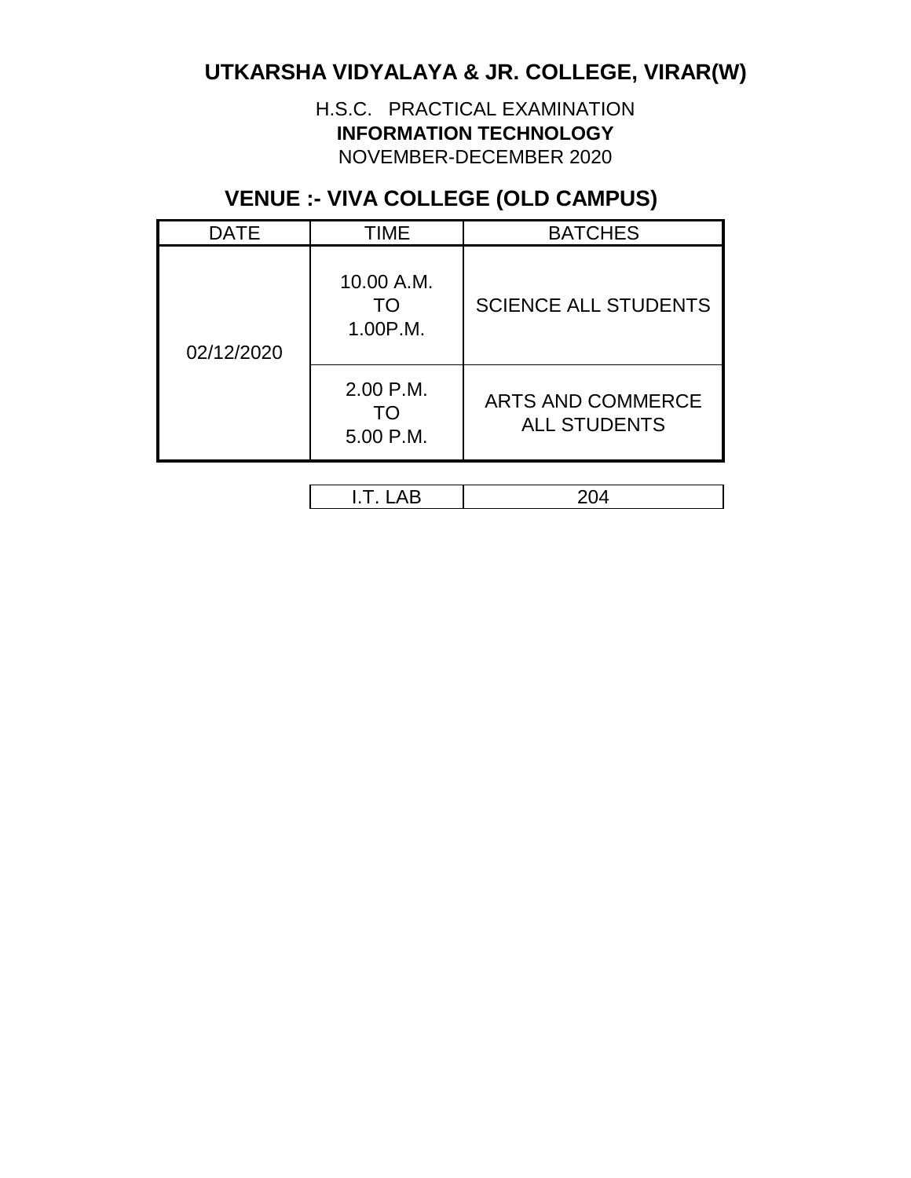# UTKARSHA VIDYALAYA & JR. COLLEGE, VIRAR(W)

H.S.C. PRACTICAL EXAMINATION
**INFORMATION TECHNOLOGY**
NOVEMBER-DECEMBER 2020

## VENUE :- VIVA COLLEGE (OLD CAMPUS)

| DATE | TIME | BATCHES |
|---|---|---|
| 02/12/2020 | 10.00 A.M. TO 1.00P.M. | SCIENCE ALL STUDENTS |
| | 2.00 P.M. TO 5.00 P.M. | ARTS AND COMMERCE ALL STUDENTS |

| I.T. LAB | 204 |
|---|---|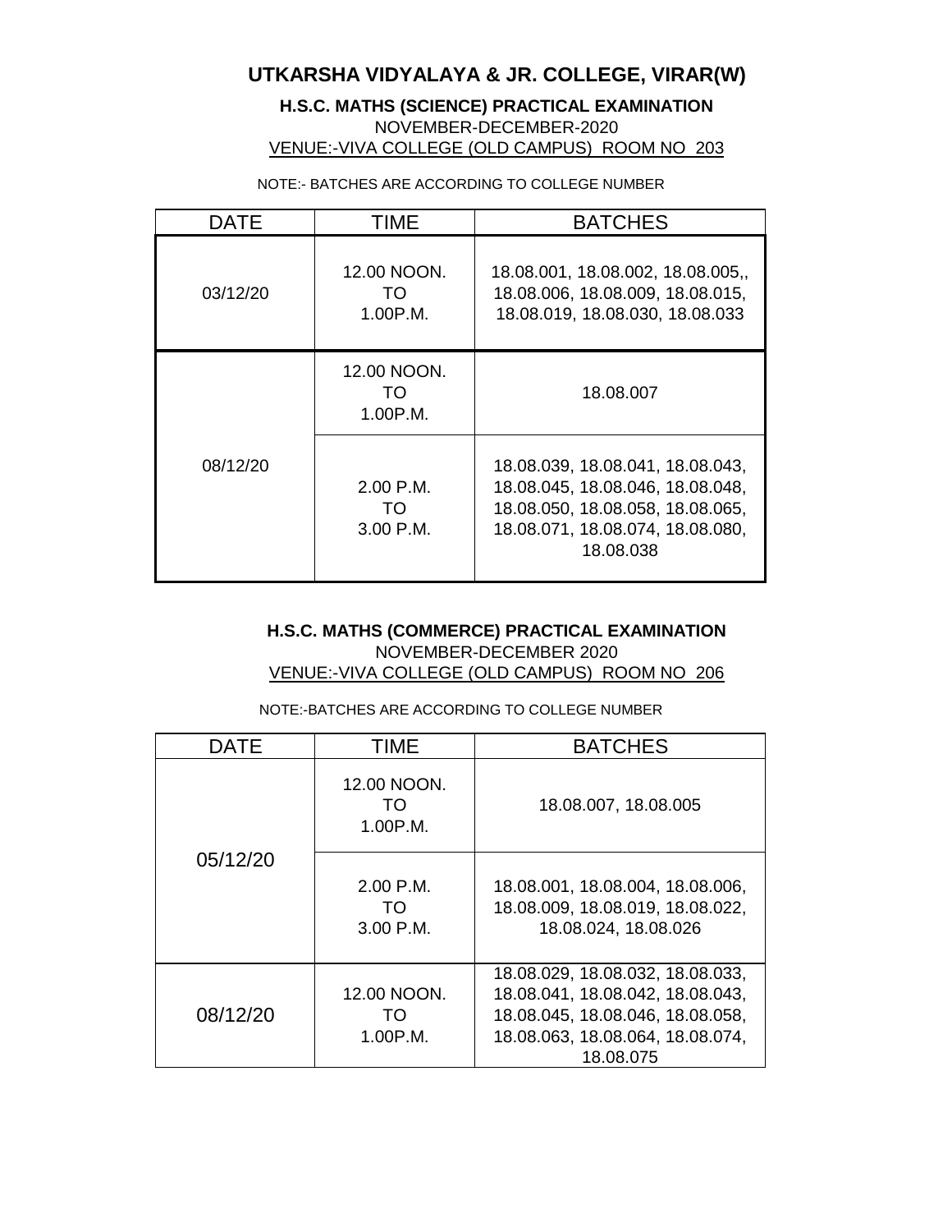# UTKARSHA VIDYALAYA & JR. COLLEGE, VIRAR(W)

## H.S.C. MATHS (SCIENCE) PRACTICAL EXAMINATION

NOVEMBER-DECEMBER-2020

VENUE:-VIVA COLLEGE (OLD CAMPUS) ROOM NO 203

NOTE:- BATCHES ARE ACCORDING TO COLLEGE NUMBER

| DATE | TIME | BATCHES |
|---|---|---|
| 03/12/20 | 12.00 NOON. TO 1.00P.M. | 18.08.001, 18.08.002, 18.08.005,, 18.08.006, 18.08.009, 18.08.015, 18.08.019, 18.08.030, 18.08.033 |
| 08/12/20 | 12.00 NOON. TO 1.00P.M. | 18.08.007 |
| | 2.00 P.M. TO 3.00 P.M. | 18.08.039, 18.08.041, 18.08.043, 18.08.045, 18.08.046, 18.08.048, 18.08.050, 18.08.058, 18.08.065, 18.08.071, 18.08.074, 18.08.080, 18.08.038 |

## H.S.C. MATHS (COMMERCE) PRACTICAL EXAMINATION

NOVEMBER-DECEMBER 2020

VENUE:-VIVA COLLEGE (OLD CAMPUS) ROOM NO 206

NOTE:-BATCHES ARE ACCORDING TO COLLEGE NUMBER

| DATE | TIME | BATCHES |
|---|---|---|
| 05/12/20 | 12.00 NOON. TO 1.00P.M. | 18.08.007, 18.08.005 |
| | 2.00 P.M. TO 3.00 P.M. | 18.08.001, 18.08.004, 18.08.006, 18.08.009, 18.08.019, 18.08.022, 18.08.024, 18.08.026 |
| 08/12/20 | 12.00 NOON. TO 1.00P.M. | 18.08.029, 18.08.032, 18.08.033, 18.08.041, 18.08.042, 18.08.043, 18.08.045, 18.08.046, 18.08.058, 18.08.063, 18.08.064, 18.08.074, 18.08.075 |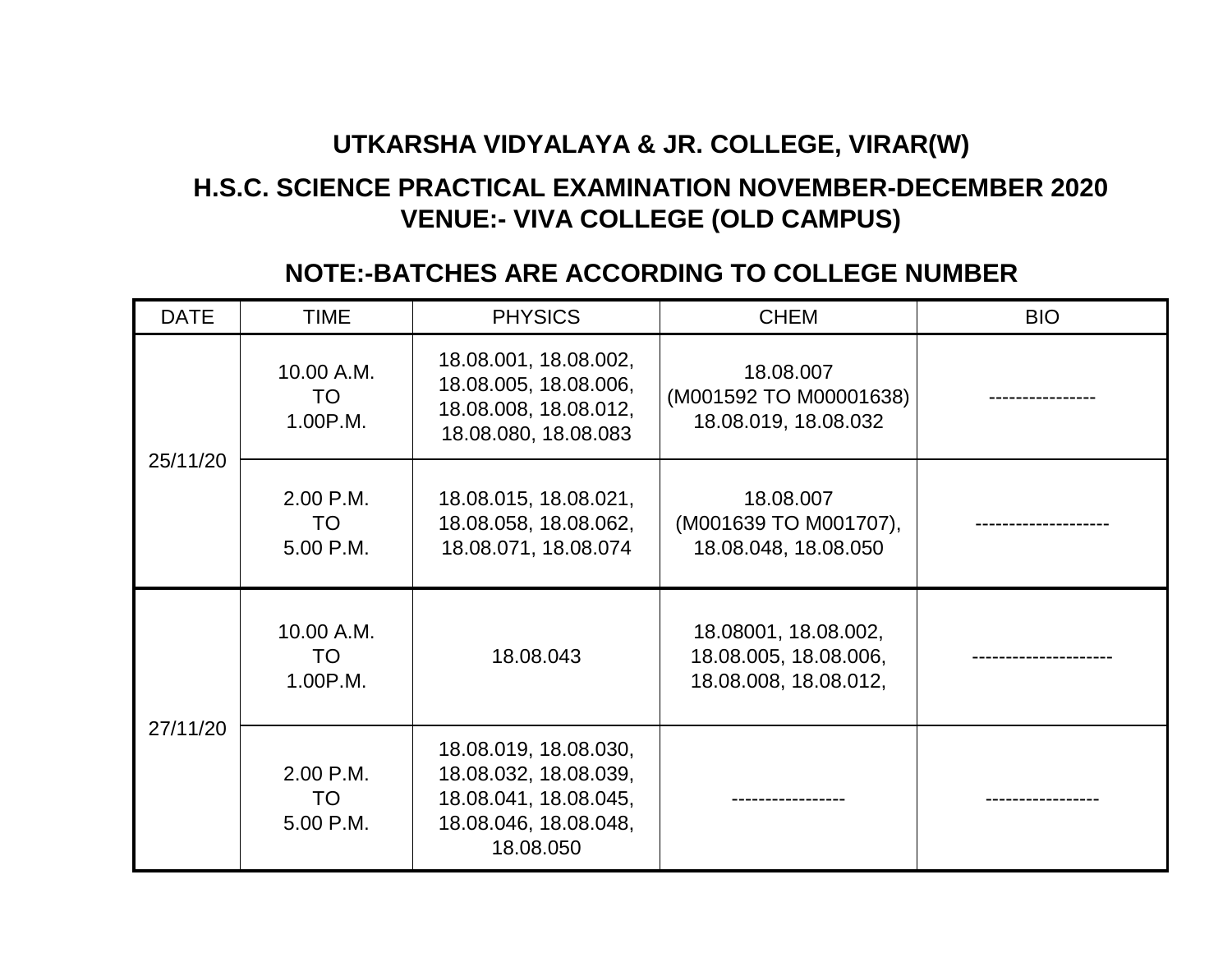## UTKARSHA VIDYALAYA & JR. COLLEGE, VIRAR(W)

## H.S.C. SCIENCE PRACTICAL EXAMINATION NOVEMBER-DECEMBER 2020
## VENUE:- VIVA COLLEGE (OLD CAMPUS)

## NOTE:-BATCHES ARE ACCORDING TO COLLEGE NUMBER

| DATE | TIME | PHYSICS | CHEM | BIO |
|---|---|---|---|---|
| 25/11/20 | 10.00 A.M. TO 1.00P.M. | 18.08.001, 18.08.002, 18.08.005, 18.08.006, 18.08.008, 18.08.012, 18.08.080, 18.08.083 | 18.08.007 (M001592 TO M00001638) 18.08.019, 18.08.032 | ---------------- |
| | 2.00 P.M. TO 5.00 P.M. | 18.08.015, 18.08.021, 18.08.058, 18.08.062, 18.08.071, 18.08.074 | 18.08.007 (M001639 TO M001707), 18.08.048, 18.08.050 | -------------------- |
| 27/11/20 | 10.00 A.M. TO 1.00P.M. | 18.08.043 | 18.08001, 18.08.002, 18.08.005, 18.08.006, 18.08.008, 18.08.012, | --------------------- |
| | 2.00 P.M. TO 5.00 P.M. | 18.08.019, 18.08.030, 18.08.032, 18.08.039, 18.08.041, 18.08.045, 18.08.046, 18.08.048, 18.08.050 | ----------------- | ----------------- |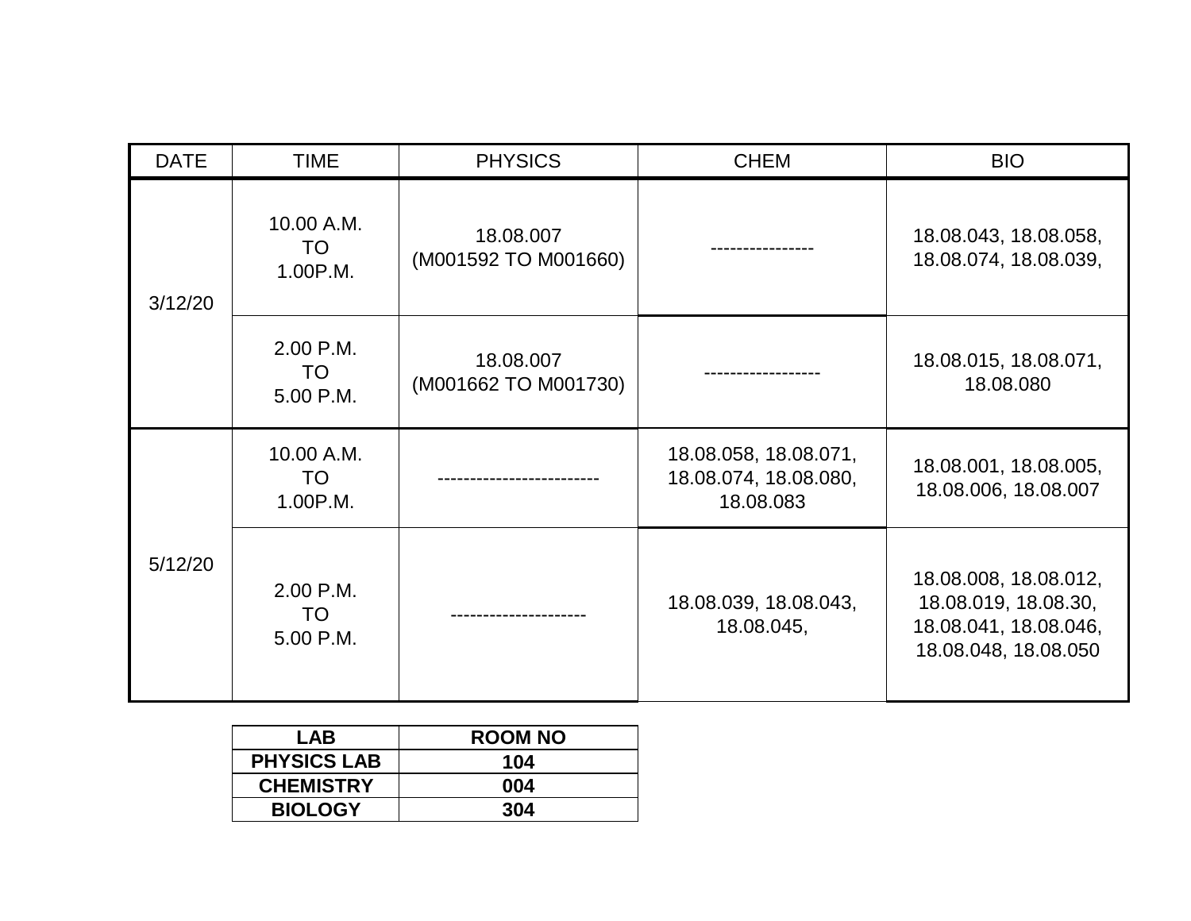| DATE | TIME | PHYSICS | CHEM | BIO |
|---|---|---|---|---|
| 3/12/20 | 10.00 A.M. TO 1.00P.M. | 18.08.007 (M001592 TO M001660) | ---------------- | 18.08.043, 18.08.058, 18.08.074, 18.08.039, |
| | 2.00 P.M. TO 5.00 P.M. | 18.08.007 (M001662 TO M001730) | ------------------ | 18.08.015, 18.08.071, 18.08.080 |
| 5/12/20 | 10.00 A.M. TO 1.00P.M. | ------------------------- | 18.08.058, 18.08.071, 18.08.074, 18.08.080, 18.08.083 | 18.08.001, 18.08.005, 18.08.006, 18.08.007 |
| | 2.00 P.M. TO 5.00 P.M. | --------------------- | 18.08.039, 18.08.043, 18.08.045, | 18.08.008, 18.08.012, 18.08.019, 18.08.30, 18.08.041, 18.08.046, 18.08.048, 18.08.050 |

| LAB | ROOM NO |
|---|---|
| **PHYSICS LAB** | **104** |
| **CHEMISTRY** | **004** |
| **BIOLOGY** | **304** |